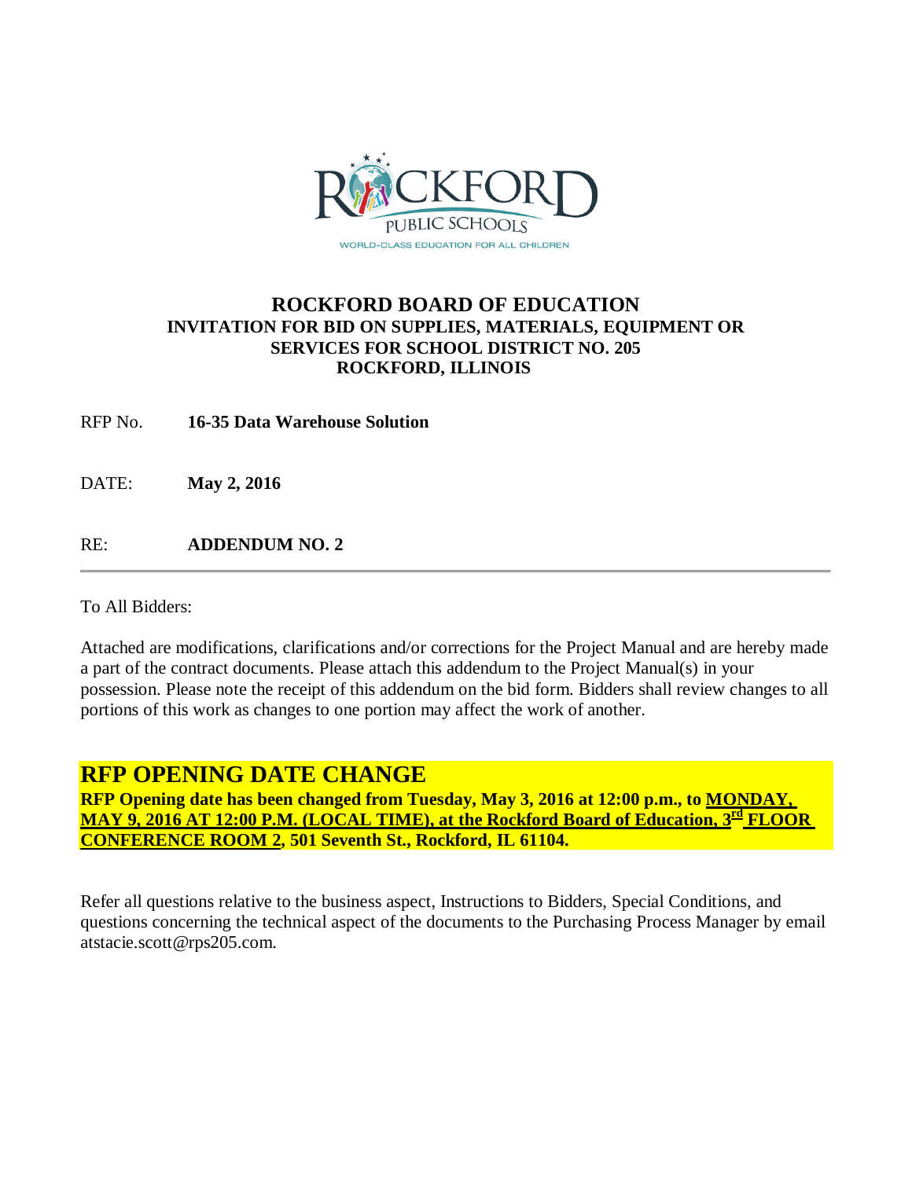# ROCKFORD BOARD OF EDUCATION

## INVITATION FOR BID ON SUPPLIES, MATERIALS, EQUIPMENT OR SERVICES FOR SCHOOL DISTRICT NO. 205 ROCKFORD, ILLINOIS

RFP No. **16-35 Data Warehouse Solution**

DATE: **May 2, 2016**

RE: **ADDENDUM NO. 2**

---

To All Bidders:

Attached are modifications, clarifications and/or corrections for the Project Manual and are hereby made a part of the contract documents. Please attach this addendum to the Project Manual(s) in your possession. Please note the receipt of this addendum on the bid form. Bidders shall review changes to all portions of this work as changes to one portion may affect the work of another.

## RFP OPENING DATE CHANGE

**RFP Opening date has been changed from Tuesday, May 3, 2016 at 12:00 p.m., to MONDAY, MAY 9, 2016 AT 12:00 P.M. (LOCAL TIME), at the Rockford Board of Education, 3rd FLOOR CONFERENCE ROOM 2, 501 Seventh St., Rockford, IL 61104.**

Refer all questions relative to the business aspect, Instructions to Bidders, Special Conditions, and questions concerning the technical aspect of the documents to the Purchasing Process Manager by email atstacie.scott@rps205.com.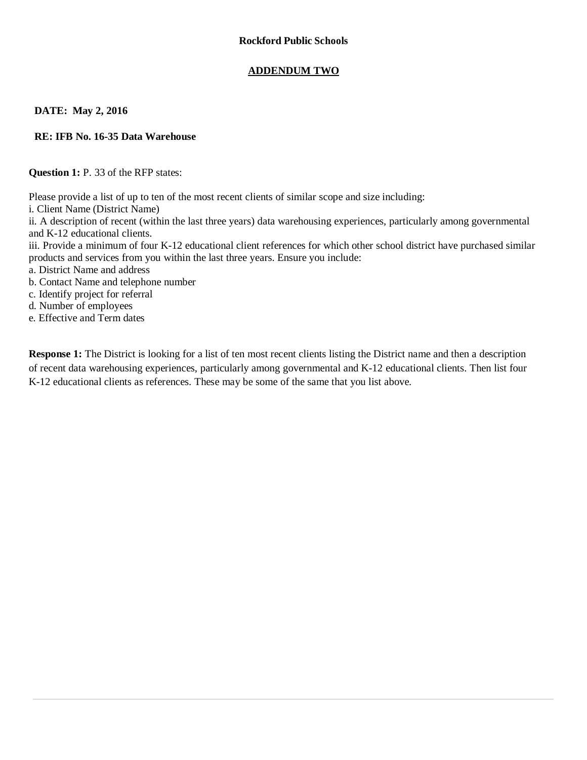**Rockford Public Schools**

**ADDENDUM TWO**

**DATE: May 2, 2016**

**RE: IFB No. 16-35 Data Warehouse**

**Question 1:** P. 33 of the RFP states:

Please provide a list of up to ten of the most recent clients of similar scope and size including:
i. Client Name (District Name)
ii. A description of recent (within the last three years) data warehousing experiences, particularly among governmental and K-12 educational clients.
iii. Provide a minimum of four K-12 educational client references for which other school district have purchased similar products and services from you within the last three years. Ensure you include:
a. District Name and address
b. Contact Name and telephone number
c. Identify project for referral
d. Number of employees
e. Effective and Term dates

**Response 1:** The District is looking for a list of ten most recent clients listing the District name and then a description of recent data warehousing experiences, particularly among governmental and K-12 educational clients. Then list four K-12 educational clients as references. These may be some of the same that you list above.